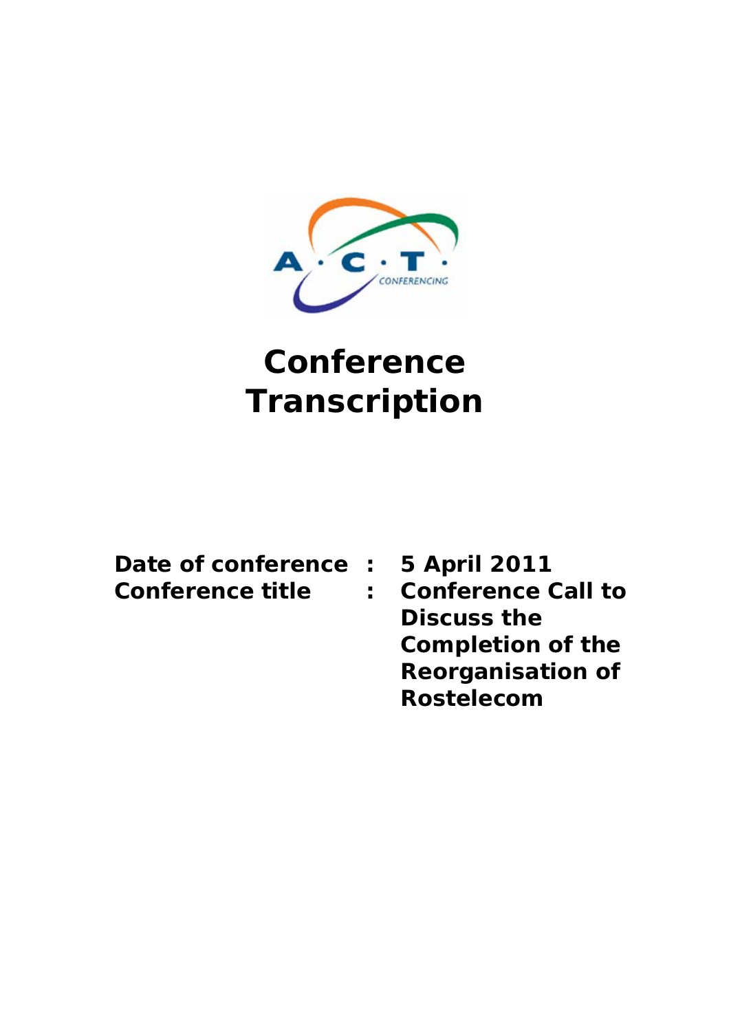A · C · T · CONFERENCING

# Conference Transcription

| | | |
|---|---|---|
| **Date of conference** | **:** | **5 April 2011** |
| **Conference title** | **:** | **Conference Call to Discuss the Completion of the Reorganisation of Rostelecom** |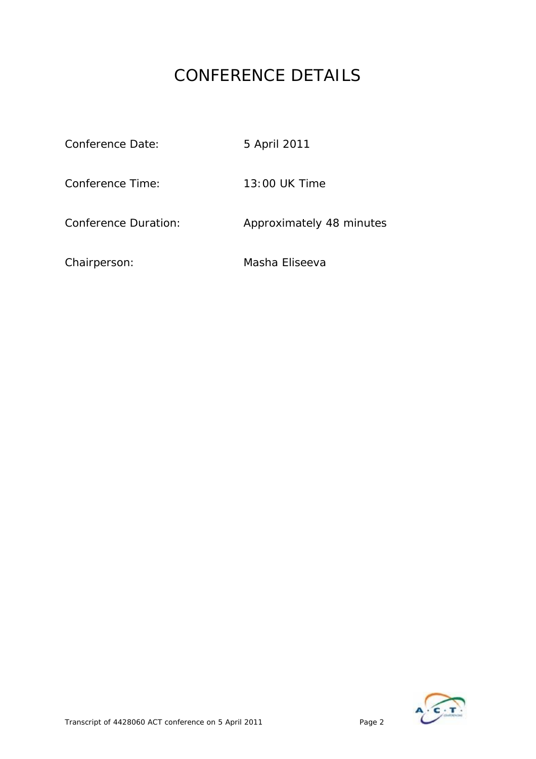# CONFERENCE DETAILS

| | |
|---|---|
| Conference Date: | 5 April 2011 |
| Conference Time: | 13:00 UK Time |
| Conference Duration: | Approximately 48 minutes |
| Chairperson: | Masha Eliseeva |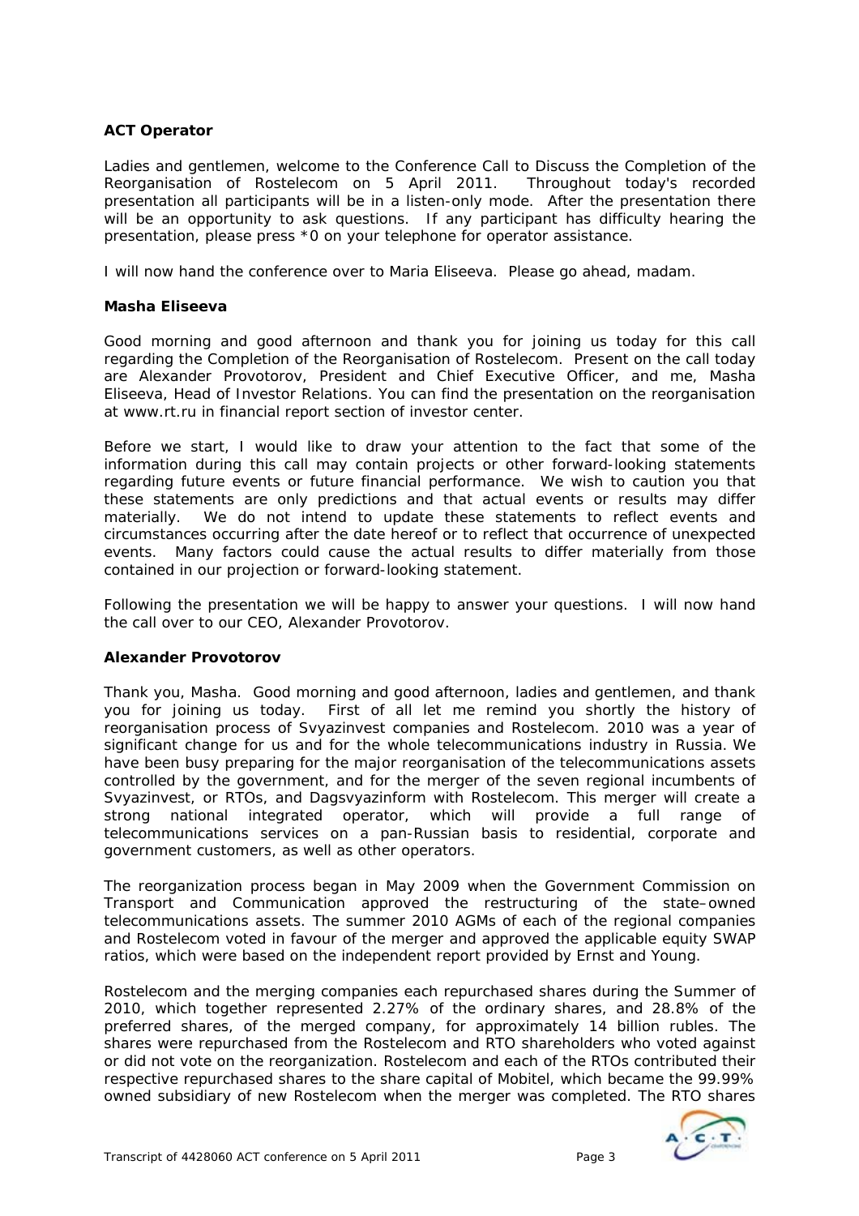**ACT Operator**

Ladies and gentlemen, welcome to the Conference Call to Discuss the Completion of the Reorganisation of Rostelecom on 5 April 2011. Throughout today's recorded presentation all participants will be in a listen-only mode. After the presentation there will be an opportunity to ask questions. If any participant has difficulty hearing the presentation, please press *0 on your telephone for operator assistance.

I will now hand the conference over to Maria Eliseeva. Please go ahead, madam.

**Masha Eliseeva**

Good morning and good afternoon and thank you for joining us today for this call regarding the Completion of the Reorganisation of Rostelecom. Present on the call today are Alexander Provotorov, President and Chief Executive Officer, and me, Masha Eliseeva, Head of Investor Relations. You can find the presentation on the reorganisation at www.rt.ru in financial report section of investor center.

Before we start, I would like to draw your attention to the fact that some of the information during this call may contain projects or other forward-looking statements regarding future events or future financial performance. We wish to caution you that these statements are only predictions and that actual events or results may differ materially. We do not intend to update these statements to reflect events and circumstances occurring after the date hereof or to reflect that occurrence of unexpected events. Many factors could cause the actual results to differ materially from those contained in our projection or forward-looking statement.

Following the presentation we will be happy to answer your questions. I will now hand the call over to our CEO, Alexander Provotorov.

**Alexander Provotorov**

Thank you, Masha. Good morning and good afternoon, ladies and gentlemen, and thank you for joining us today. First of all let me remind you shortly the history of reorganisation process of Svyazinvest companies and Rostelecom. 2010 was a year of significant change for us and for the whole telecommunications industry in Russia. We have been busy preparing for the major reorganisation of the telecommunications assets controlled by the government, and for the merger of the seven regional incumbents of Svyazinvest, or RTOs, and Dagsvyazinform with Rostelecom. This merger will create a strong national integrated operator, which will provide a full range of telecommunications services on a pan-Russian basis to residential, corporate and government customers, as well as other operators.

The reorganization process began in May 2009 when the Government Commission on Transport and Communication approved the restructuring of the state–owned telecommunications assets. The summer 2010 AGMs of each of the regional companies and Rostelecom voted in favour of the merger and approved the applicable equity SWAP ratios, which were based on the independent report provided by Ernst and Young.

Rostelecom and the merging companies each repurchased shares during the Summer of 2010, which together represented 2.27% of the ordinary shares, and 28.8% of the preferred shares, of the merged company, for approximately 14 billion rubles. The shares were repurchased from the Rostelecom and RTO shareholders who voted against or did not vote on the reorganization. Rostelecom and each of the RTOs contributed their respective repurchased shares to the share capital of Mobitel, which became the 99.99% owned subsidiary of new Rostelecom when the merger was completed. The RTO shares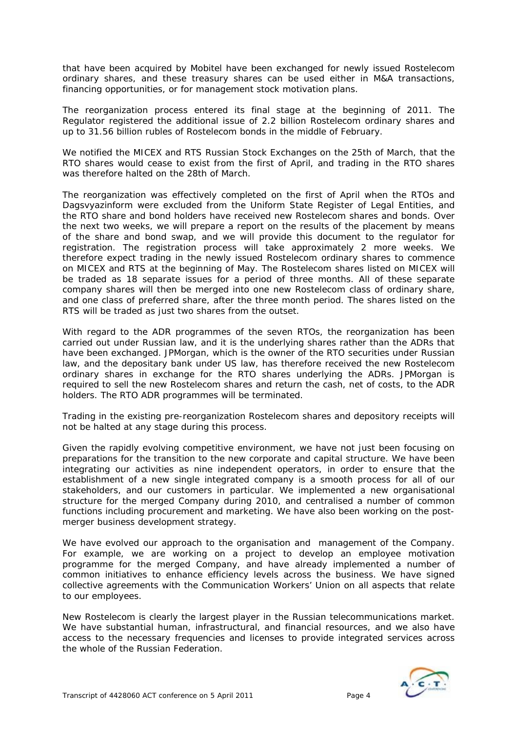that have been acquired by Mobitel have been exchanged for newly issued Rostelecom ordinary shares, and these treasury shares can be used either in M&A transactions, financing opportunities, or for management stock motivation plans.

The reorganization process entered its final stage at the beginning of 2011. The Regulator registered the additional issue of 2.2 billion Rostelecom ordinary shares and up to 31.56 billion rubles of Rostelecom bonds in the middle of February.

We notified the MICEX and RTS Russian Stock Exchanges on the 25th of March, that the RTO shares would cease to exist from the first of April, and trading in the RTO shares was therefore halted on the 28th of March.

The reorganization was effectively completed on the first of April when the RTOs and Dagsvyazinform were excluded from the Uniform State Register of Legal Entities, and the RTO share and bond holders have received new Rostelecom shares and bonds. Over the next two weeks, we will prepare a report on the results of the placement by means of the share and bond swap, and we will provide this document to the regulator for registration. The registration process will take approximately 2 more weeks. We therefore expect trading in the newly issued Rostelecom ordinary shares to commence on MICEX and RTS at the beginning of May. The Rostelecom shares listed on MICEX will be traded as 18 separate issues for a period of three months. All of these separate company shares will then be merged into one new Rostelecom class of ordinary share, and one class of preferred share, after the three month period. The shares listed on the RTS will be traded as just two shares from the outset.

With regard to the ADR programmes of the seven RTOs, the reorganization has been carried out under Russian law, and it is the underlying shares rather than the ADRs that have been exchanged. JPMorgan, which is the owner of the RTO securities under Russian law, and the depositary bank under US law, has therefore received the new Rostelecom ordinary shares in exchange for the RTO shares underlying the ADRs. JPMorgan is required to sell the new Rostelecom shares and return the cash, net of costs, to the ADR holders. The RTO ADR programmes will be terminated.

Trading in the existing pre-reorganization Rostelecom shares and depository receipts will not be halted at any stage during this process.

Given the rapidly evolving competitive environment, we have not just been focusing on preparations for the transition to the new corporate and capital structure. We have been integrating our activities as nine independent operators, in order to ensure that the establishment of a new single integrated company is a smooth process for all of our stakeholders, and our customers in particular. We implemented a new organisational structure for the merged Company during 2010, and centralised a number of common functions including procurement and marketing. We have also been working on the post-merger business development strategy.

We have evolved our approach to the organisation and management of the Company. For example, we are working on a project to develop an employee motivation programme for the merged Company, and have already implemented a number of common initiatives to enhance efficiency levels across the business. We have signed collective agreements with the Communication Workers' Union on all aspects that relate to our employees.

New Rostelecom is clearly the largest player in the Russian telecommunications market. We have substantial human, infrastructural, and financial resources, and we also have access to the necessary frequencies and licenses to provide integrated services across the whole of the Russian Federation.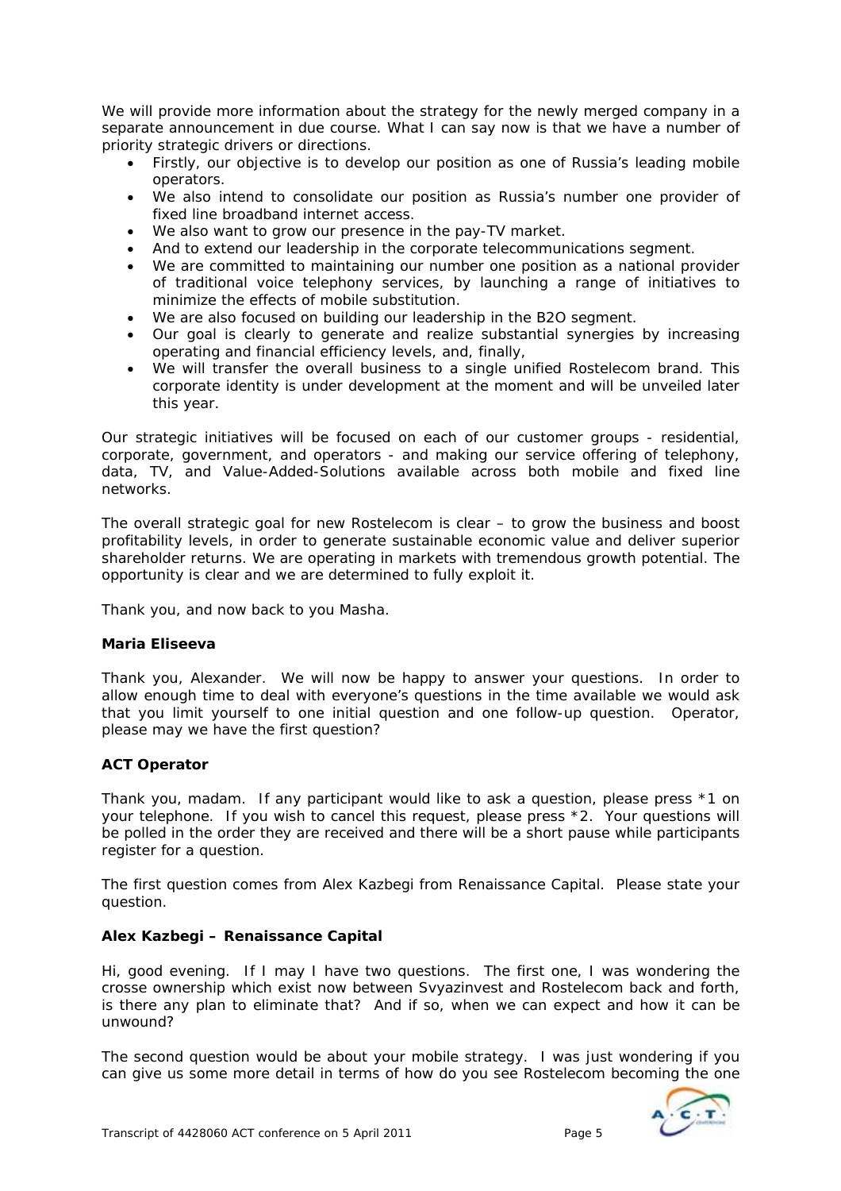We will provide more information about the strategy for the newly merged company in a separate announcement in due course. What I can say now is that we have a number of priority strategic drivers or directions.

- Firstly, our objective is to develop our position as one of Russia's leading mobile operators.
- We also intend to consolidate our position as Russia's number one provider of fixed line broadband internet access.
- We also want to grow our presence in the pay-TV market.
- And to extend our leadership in the corporate telecommunications segment.
- We are committed to maintaining our number one position as a national provider of traditional voice telephony services, by launching a range of initiatives to minimize the effects of mobile substitution.
- We are also focused on building our leadership in the B2O segment.
- Our goal is clearly to generate and realize substantial synergies by increasing operating and financial efficiency levels, and, finally,
- We will transfer the overall business to a single unified Rostelecom brand. This corporate identity is under development at the moment and will be unveiled later this year.

Our strategic initiatives will be focused on each of our customer groups - residential, corporate, government, and operators - and making our service offering of telephony, data, TV, and Value-Added-Solutions available across both mobile and fixed line networks.

The overall strategic goal for new Rostelecom is clear – to grow the business and boost profitability levels, in order to generate sustainable economic value and deliver superior shareholder returns. We are operating in markets with tremendous growth potential. The opportunity is clear and we are determined to fully exploit it.

Thank you, and now back to you Masha.

**Maria Eliseeva**

Thank you, Alexander. We will now be happy to answer your questions. In order to allow enough time to deal with everyone's questions in the time available we would ask that you limit yourself to one initial question and one follow-up question. Operator, please may we have the first question?

**ACT Operator**

Thank you, madam. If any participant would like to ask a question, please press *1 on your telephone. If you wish to cancel this request, please press *2. Your questions will be polled in the order they are received and there will be a short pause while participants register for a question.

The first question comes from Alex Kazbegi from Renaissance Capital. Please state your question.

**Alex Kazbegi – Renaissance Capital**

Hi, good evening. If I may I have two questions. The first one, I was wondering the crosse ownership which exist now between Svyazinvest and Rostelecom back and forth, is there any plan to eliminate that? And if so, when we can expect and how it can be unwound?

The second question would be about your mobile strategy. I was just wondering if you can give us some more detail in terms of how do you see Rostelecom becoming the one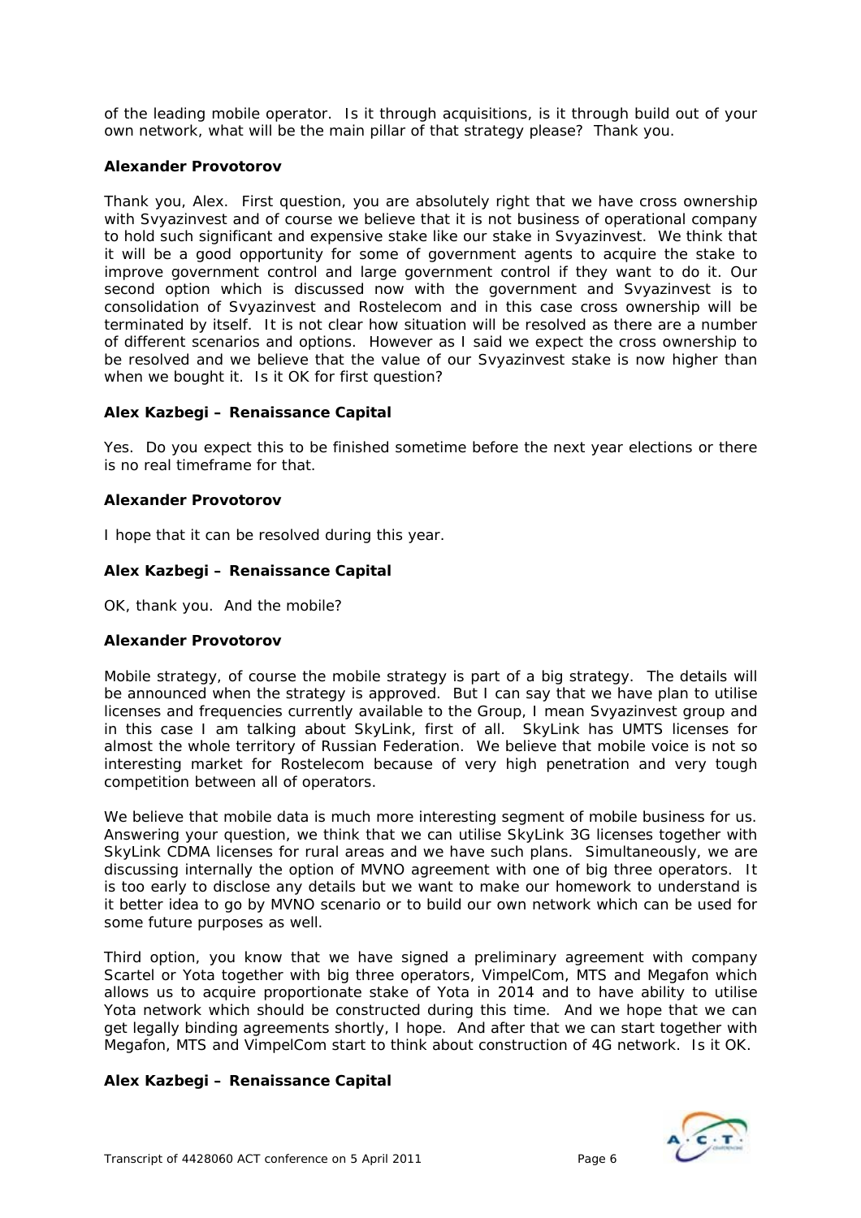of the leading mobile operator. Is it through acquisitions, is it through build out of your own network, what will be the main pillar of that strategy please? Thank you.

**Alexander Provotorov**

Thank you, Alex. First question, you are absolutely right that we have cross ownership with Svyazinvest and of course we believe that it is not business of operational company to hold such significant and expensive stake like our stake in Svyazinvest. We think that it will be a good opportunity for some of government agents to acquire the stake to improve government control and large government control if they want to do it. Our second option which is discussed now with the government and Svyazinvest is to consolidation of Svyazinvest and Rostelecom and in this case cross ownership will be terminated by itself. It is not clear how situation will be resolved as there are a number of different scenarios and options. However as I said we expect the cross ownership to be resolved and we believe that the value of our Svyazinvest stake is now higher than when we bought it. Is it OK for first question?

**Alex Kazbegi – Renaissance Capital**

Yes. Do you expect this to be finished sometime before the next year elections or there is no real timeframe for that.

**Alexander Provotorov**

I hope that it can be resolved during this year.

**Alex Kazbegi – Renaissance Capital**

OK, thank you. And the mobile?

**Alexander Provotorov**

Mobile strategy, of course the mobile strategy is part of a big strategy. The details will be announced when the strategy is approved. But I can say that we have plan to utilise licenses and frequencies currently available to the Group, I mean Svyazinvest group and in this case I am talking about SkyLink, first of all. SkyLink has UMTS licenses for almost the whole territory of Russian Federation. We believe that mobile voice is not so interesting market for Rostelecom because of very high penetration and very tough competition between all of operators.

We believe that mobile data is much more interesting segment of mobile business for us. Answering your question, we think that we can utilise SkyLink 3G licenses together with SkyLink CDMA licenses for rural areas and we have such plans. Simultaneously, we are discussing internally the option of MVNO agreement with one of big three operators. It is too early to disclose any details but we want to make our homework to understand is it better idea to go by MVNO scenario or to build our own network which can be used for some future purposes as well.

Third option, you know that we have signed a preliminary agreement with company Scartel or Yota together with big three operators, VimpelCom, MTS and Megafon which allows us to acquire proportionate stake of Yota in 2014 and to have ability to utilise Yota network which should be constructed during this time. And we hope that we can get legally binding agreements shortly, I hope. And after that we can start together with Megafon, MTS and VimpelCom start to think about construction of 4G network. Is it OK.

**Alex Kazbegi – Renaissance Capital**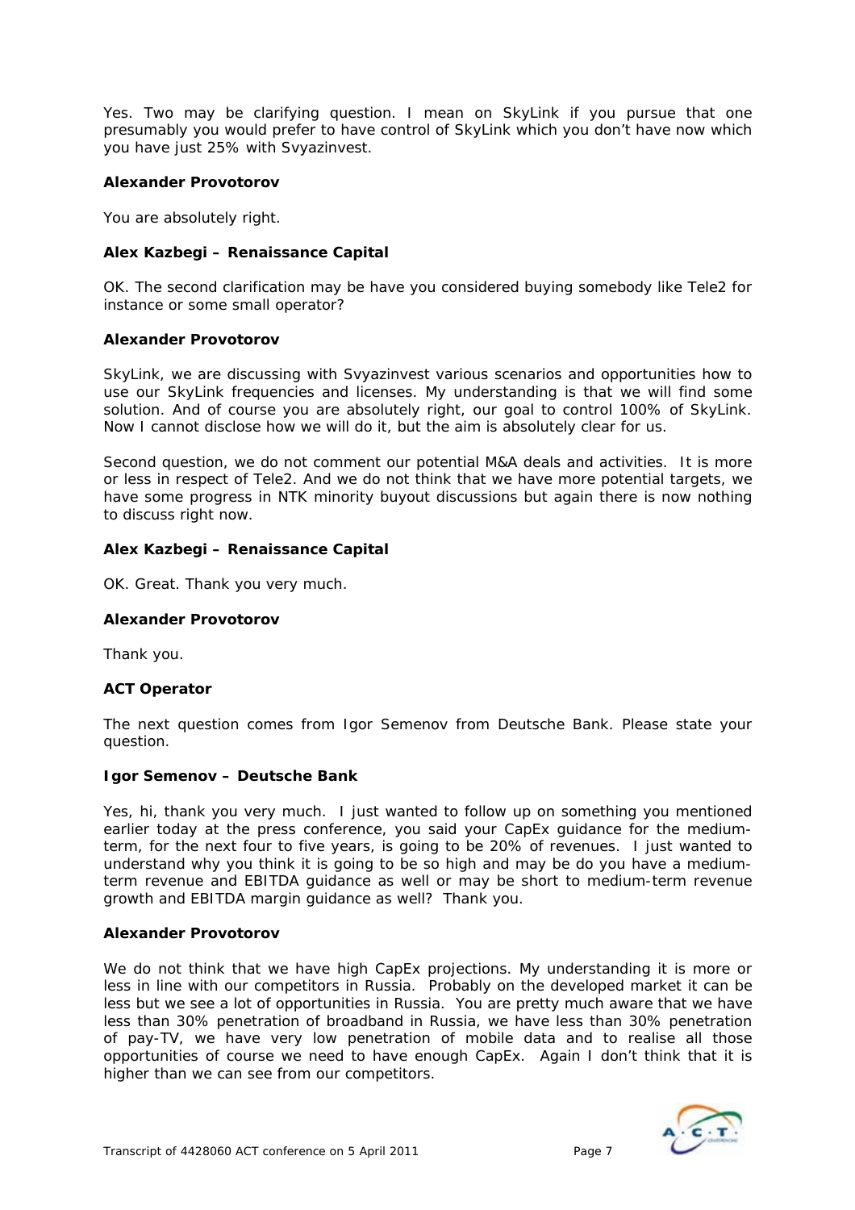Yes. Two may be clarifying question. I mean on SkyLink if you pursue that one presumably you would prefer to have control of SkyLink which you don't have now which you have just 25% with Svyazinvest.

**Alexander Provotorov**

You are absolutely right.

**Alex Kazbegi – Renaissance Capital**

OK. The second clarification may be have you considered buying somebody like Tele2 for instance or some small operator?

**Alexander Provotorov**

SkyLink, we are discussing with Svyazinvest various scenarios and opportunities how to use our SkyLink frequencies and licenses. My understanding is that we will find some solution. And of course you are absolutely right, our goal to control 100% of SkyLink. Now I cannot disclose how we will do it, but the aim is absolutely clear for us.

Second question, we do not comment our potential M&A deals and activities. It is more or less in respect of Tele2. And we do not think that we have more potential targets, we have some progress in NTK minority buyout discussions but again there is now nothing to discuss right now.

**Alex Kazbegi – Renaissance Capital**

OK. Great. Thank you very much.

**Alexander Provotorov**

Thank you.

**ACT Operator**

The next question comes from Igor Semenov from Deutsche Bank. Please state your question.

**Igor Semenov – Deutsche Bank**

Yes, hi, thank you very much. I just wanted to follow up on something you mentioned earlier today at the press conference, you said your CapEx guidance for the medium-term, for the next four to five years, is going to be 20% of revenues. I just wanted to understand why you think it is going to be so high and may be do you have a medium-term revenue and EBITDA guidance as well or may be short to medium-term revenue growth and EBITDA margin guidance as well? Thank you.

**Alexander Provotorov**

We do not think that we have high CapEx projections. My understanding it is more or less in line with our competitors in Russia. Probably on the developed market it can be less but we see a lot of opportunities in Russia. You are pretty much aware that we have less than 30% penetration of broadband in Russia, we have less than 30% penetration of pay-TV, we have very low penetration of mobile data and to realise all those opportunities of course we need to have enough CapEx. Again I don't think that it is higher than we can see from our competitors.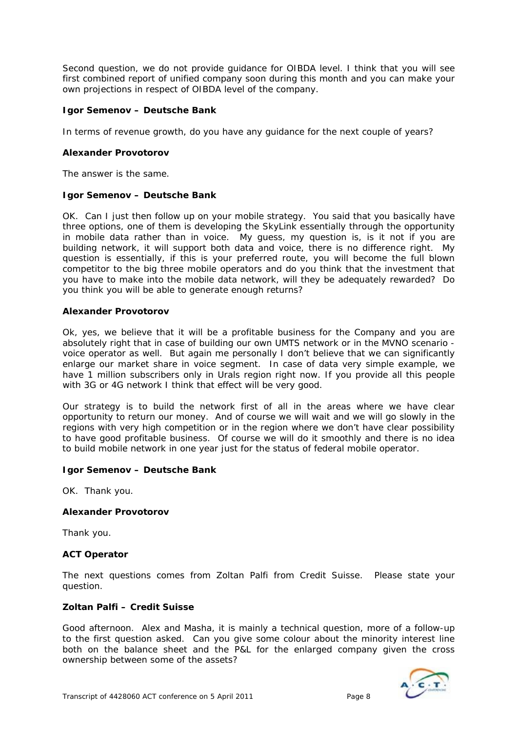Second question, we do not provide guidance for OIBDA level. I think that you will see first combined report of unified company soon during this month and you can make your own projections in respect of OIBDA level of the company.

**Igor Semenov – Deutsche Bank**

In terms of revenue growth, do you have any guidance for the next couple of years?

**Alexander Provotorov**

The answer is the same.

**Igor Semenov – Deutsche Bank**

OK. Can I just then follow up on your mobile strategy. You said that you basically have three options, one of them is developing the SkyLink essentially through the opportunity in mobile data rather than in voice. My guess, my question is, is it not if you are building network, it will support both data and voice, there is no difference right. My question is essentially, if this is your preferred route, you will become the full blown competitor to the big three mobile operators and do you think that the investment that you have to make into the mobile data network, will they be adequately rewarded? Do you think you will be able to generate enough returns?

**Alexander Provotorov**

Ok, yes, we believe that it will be a profitable business for the Company and you are absolutely right that in case of building our own UMTS network or in the MVNO scenario - voice operator as well. But again me personally I don't believe that we can significantly enlarge our market share in voice segment. In case of data very simple example, we have 1 million subscribers only in Urals region right now. If you provide all this people with 3G or 4G network I think that effect will be very good.

Our strategy is to build the network first of all in the areas where we have clear opportunity to return our money. And of course we will wait and we will go slowly in the regions with very high competition or in the region where we don't have clear possibility to have good profitable business. Of course we will do it smoothly and there is no idea to build mobile network in one year just for the status of federal mobile operator.

**Igor Semenov – Deutsche Bank**

OK. Thank you.

**Alexander Provotorov**

Thank you.

**ACT Operator**

The next questions comes from Zoltan Palfi from Credit Suisse. Please state your question.

**Zoltan Palfi – Credit Suisse**

Good afternoon. Alex and Masha, it is mainly a technical question, more of a follow-up to the first question asked. Can you give some colour about the minority interest line both on the balance sheet and the P&L for the enlarged company given the cross ownership between some of the assets?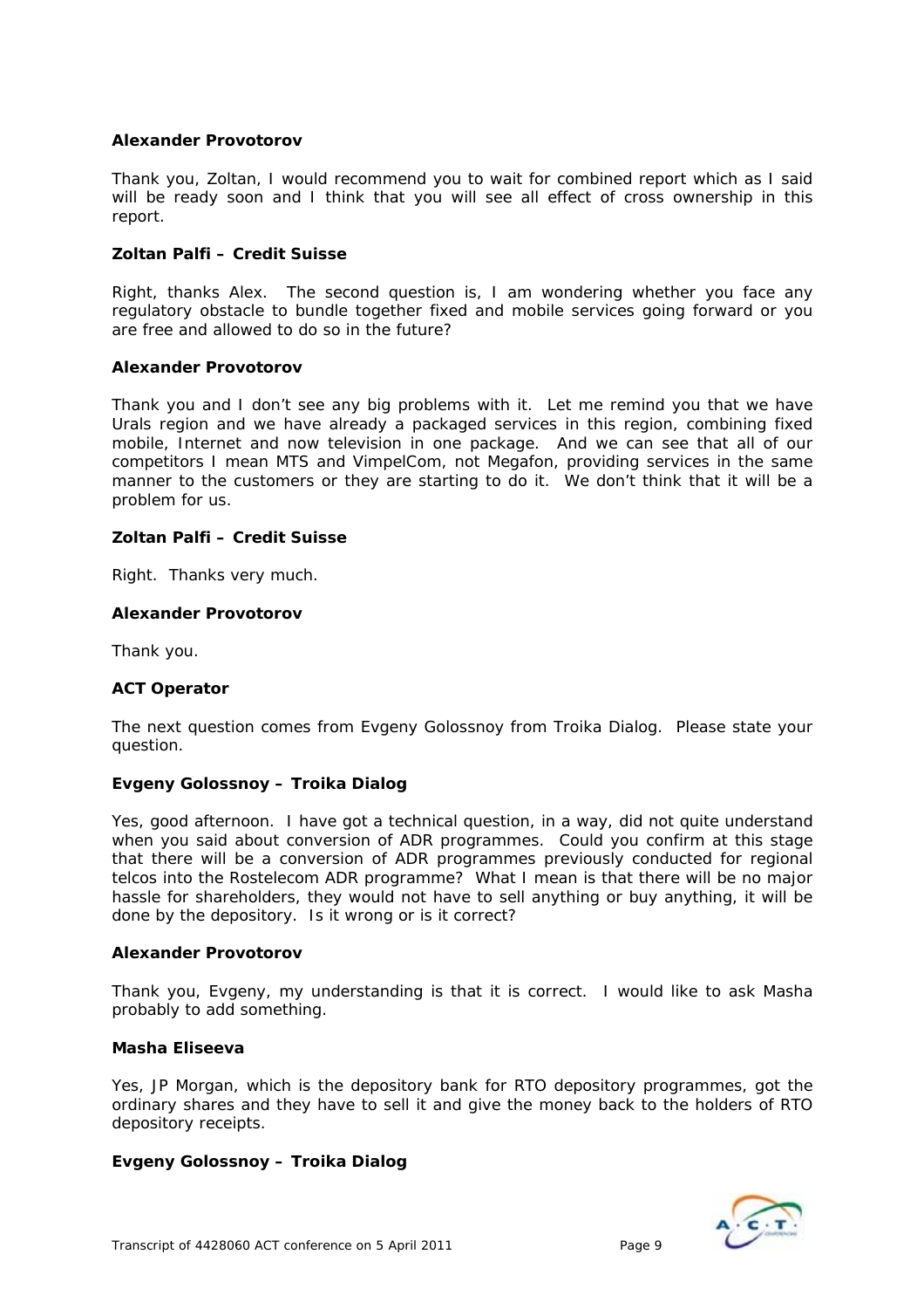**Alexander Provotorov**

Thank you, Zoltan, I would recommend you to wait for combined report which as I said will be ready soon and I think that you will see all effect of cross ownership in this report.

**Zoltan Palfi – Credit Suisse**

Right, thanks Alex. The second question is, I am wondering whether you face any regulatory obstacle to bundle together fixed and mobile services going forward or you are free and allowed to do so in the future?

**Alexander Provotorov**

Thank you and I don't see any big problems with it. Let me remind you that we have Urals region and we have already a packaged services in this region, combining fixed mobile, Internet and now television in one package. And we can see that all of our competitors I mean MTS and VimpelCom, not Megafon, providing services in the same manner to the customers or they are starting to do it. We don't think that it will be a problem for us.

**Zoltan Palfi – Credit Suisse**

Right. Thanks very much.

**Alexander Provotorov**

Thank you.

**ACT Operator**

The next question comes from Evgeny Golossnoy from Troika Dialog. Please state your question.

**Evgeny Golossnoy – Troika Dialog**

Yes, good afternoon. I have got a technical question, in a way, did not quite understand when you said about conversion of ADR programmes. Could you confirm at this stage that there will be a conversion of ADR programmes previously conducted for regional telcos into the Rostelecom ADR programme? What I mean is that there will be no major hassle for shareholders, they would not have to sell anything or buy anything, it will be done by the depository. Is it wrong or is it correct?

**Alexander Provotorov**

Thank you, Evgeny, my understanding is that it is correct. I would like to ask Masha probably to add something.

**Masha Eliseeva**

Yes, JP Morgan, which is the depository bank for RTO depository programmes, got the ordinary shares and they have to sell it and give the money back to the holders of RTO depository receipts.

**Evgeny Golossnoy – Troika Dialog**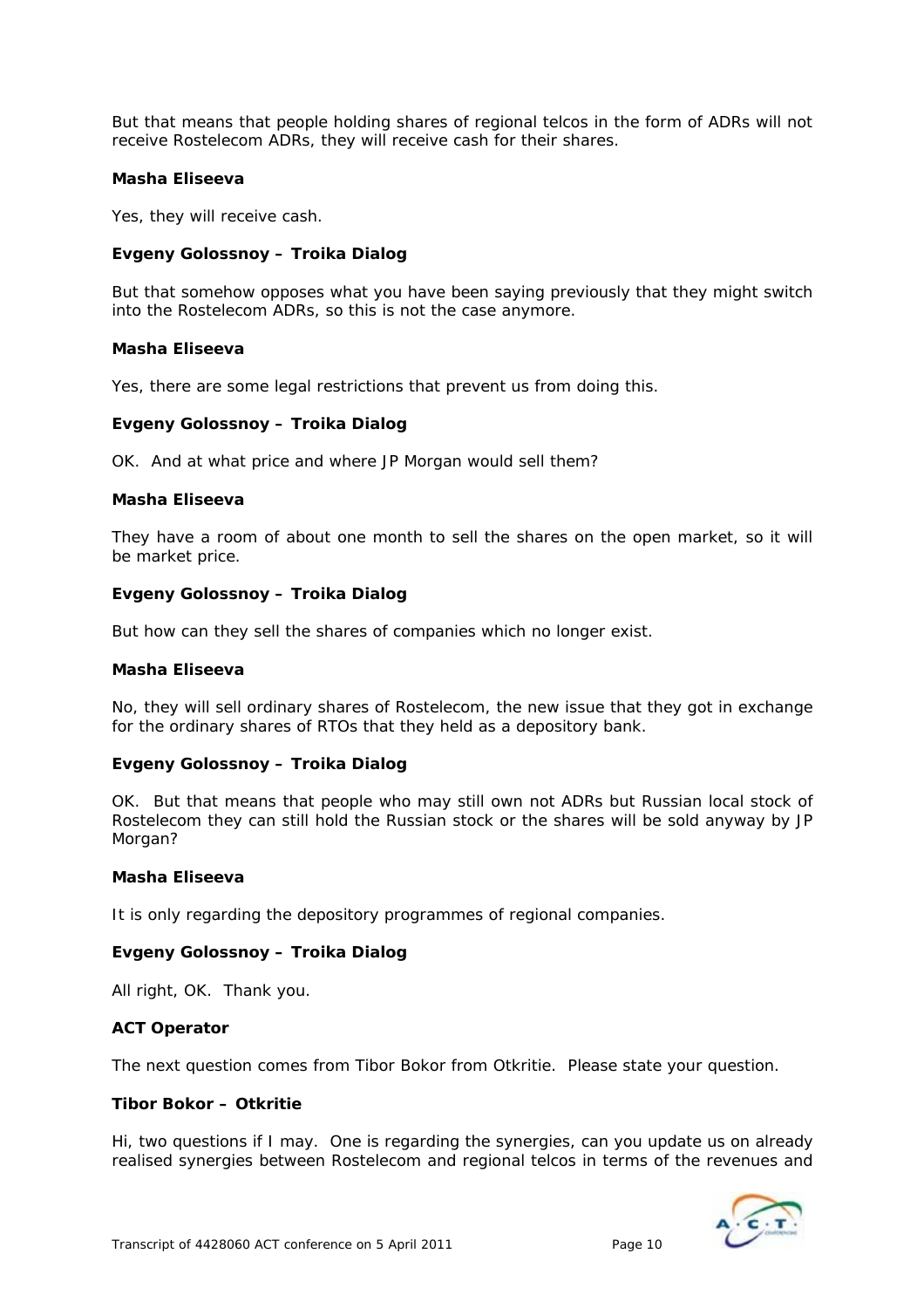But that means that people holding shares of regional telcos in the form of ADRs will not receive Rostelecom ADRs, they will receive cash for their shares.

**Masha Eliseeva**

Yes, they will receive cash.

**Evgeny Golossnoy – Troika Dialog**

But that somehow opposes what you have been saying previously that they might switch into the Rostelecom ADRs, so this is not the case anymore.

**Masha Eliseeva**

Yes, there are some legal restrictions that prevent us from doing this.

**Evgeny Golossnoy – Troika Dialog**

OK. And at what price and where JP Morgan would sell them?

**Masha Eliseeva**

They have a room of about one month to sell the shares on the open market, so it will be market price.

**Evgeny Golossnoy – Troika Dialog**

But how can they sell the shares of companies which no longer exist.

**Masha Eliseeva**

No, they will sell ordinary shares of Rostelecom, the new issue that they got in exchange for the ordinary shares of RTOs that they held as a depository bank.

**Evgeny Golossnoy – Troika Dialog**

OK. But that means that people who may still own not ADRs but Russian local stock of Rostelecom they can still hold the Russian stock or the shares will be sold anyway by JP Morgan?

**Masha Eliseeva**

It is only regarding the depository programmes of regional companies.

**Evgeny Golossnoy – Troika Dialog**

All right, OK. Thank you.

**ACT Operator**

The next question comes from Tibor Bokor from Otkritie. Please state your question.

**Tibor Bokor – Otkritie**

Hi, two questions if I may. One is regarding the synergies, can you update us on already realised synergies between Rostelecom and regional telcos in terms of the revenues and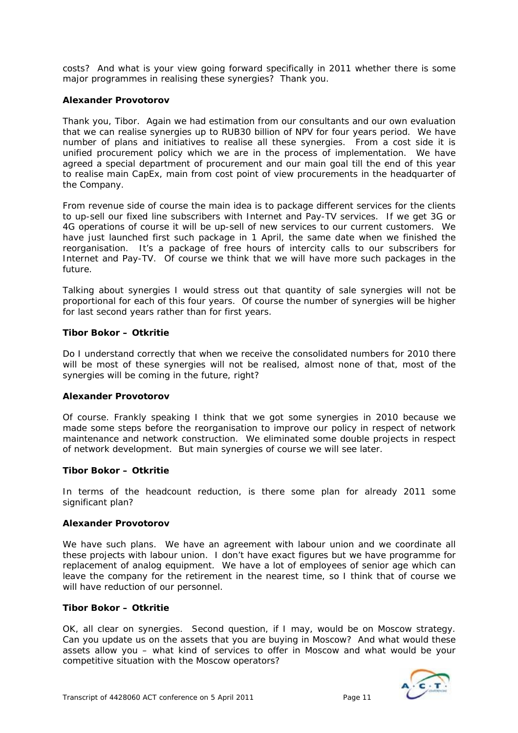costs? And what is your view going forward specifically in 2011 whether there is some major programmes in realising these synergies? Thank you.

**Alexander Provotorov**

Thank you, Tibor. Again we had estimation from our consultants and our own evaluation that we can realise synergies up to RUB30 billion of NPV for four years period. We have number of plans and initiatives to realise all these synergies. From a cost side it is unified procurement policy which we are in the process of implementation. We have agreed a special department of procurement and our main goal till the end of this year to realise main CapEx, main from cost point of view procurements in the headquarter of the Company.

From revenue side of course the main idea is to package different services for the clients to up-sell our fixed line subscribers with Internet and Pay-TV services. If we get 3G or 4G operations of course it will be up-sell of new services to our current customers. We have just launched first such package in 1 April, the same date when we finished the reorganisation. It's a package of free hours of intercity calls to our subscribers for Internet and Pay-TV. Of course we think that we will have more such packages in the future.

Talking about synergies I would stress out that quantity of sale synergies will not be proportional for each of this four years. Of course the number of synergies will be higher for last second years rather than for first years.

**Tibor Bokor – Otkritie**

Do I understand correctly that when we receive the consolidated numbers for 2010 there will be most of these synergies will not be realised, almost none of that, most of the synergies will be coming in the future, right?

**Alexander Provotorov**

Of course. Frankly speaking I think that we got some synergies in 2010 because we made some steps before the reorganisation to improve our policy in respect of network maintenance and network construction. We eliminated some double projects in respect of network development. But main synergies of course we will see later.

**Tibor Bokor – Otkritie**

In terms of the headcount reduction, is there some plan for already 2011 some significant plan?

**Alexander Provotorov**

We have such plans. We have an agreement with labour union and we coordinate all these projects with labour union. I don't have exact figures but we have programme for replacement of analog equipment. We have a lot of employees of senior age which can leave the company for the retirement in the nearest time, so I think that of course we will have reduction of our personnel.

**Tibor Bokor – Otkritie**

OK, all clear on synergies. Second question, if I may, would be on Moscow strategy. Can you update us on the assets that you are buying in Moscow? And what would these assets allow you – what kind of services to offer in Moscow and what would be your competitive situation with the Moscow operators?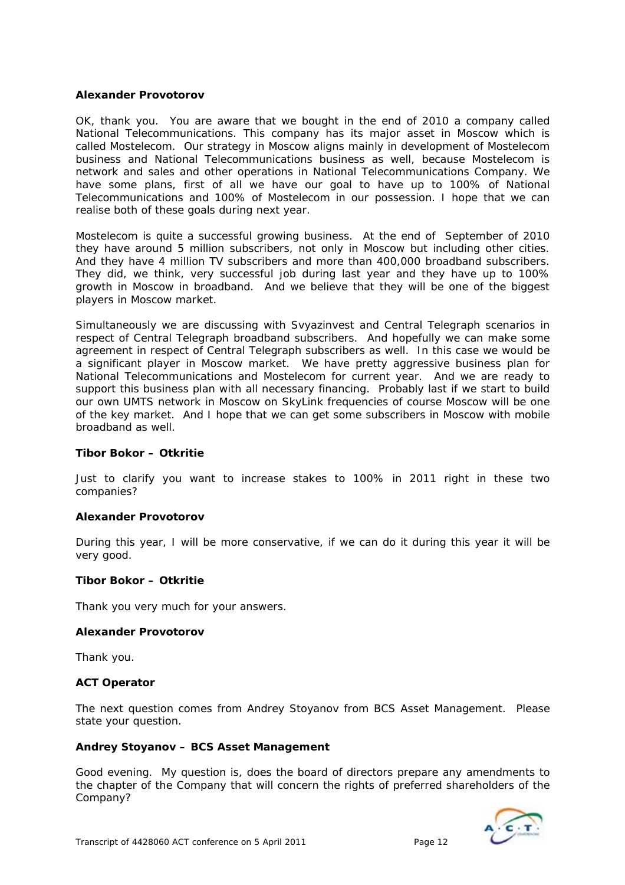**Alexander Provotorov**

OK, thank you. You are aware that we bought in the end of 2010 a company called National Telecommunications. This company has its major asset in Moscow which is called Mostelecom. Our strategy in Moscow aligns mainly in development of Mostelecom business and National Telecommunications business as well, because Mostelecom is network and sales and other operations in National Telecommunications Company. We have some plans, first of all we have our goal to have up to 100% of National Telecommunications and 100% of Mostelecom in our possession. I hope that we can realise both of these goals during next year.

Mostelecom is quite a successful growing business. At the end of September of 2010 they have around 5 million subscribers, not only in Moscow but including other cities. And they have 4 million TV subscribers and more than 400,000 broadband subscribers. They did, we think, very successful job during last year and they have up to 100% growth in Moscow in broadband. And we believe that they will be one of the biggest players in Moscow market.

Simultaneously we are discussing with Svyazinvest and Central Telegraph scenarios in respect of Central Telegraph broadband subscribers. And hopefully we can make some agreement in respect of Central Telegraph subscribers as well. In this case we would be a significant player in Moscow market. We have pretty aggressive business plan for National Telecommunications and Mostelecom for current year. And we are ready to support this business plan with all necessary financing. Probably last if we start to build our own UMTS network in Moscow on SkyLink frequencies of course Moscow will be one of the key market. And I hope that we can get some subscribers in Moscow with mobile broadband as well.

**Tibor Bokor – Otkritie**

Just to clarify you want to increase stakes to 100% in 2011 right in these two companies?

**Alexander Provotorov**

During this year, I will be more conservative, if we can do it during this year it will be very good.

**Tibor Bokor – Otkritie**

Thank you very much for your answers.

**Alexander Provotorov**

Thank you.

**ACT Operator**

The next question comes from Andrey Stoyanov from BCS Asset Management. Please state your question.

**Andrey Stoyanov – BCS Asset Management**

Good evening. My question is, does the board of directors prepare any amendments to the chapter of the Company that will concern the rights of preferred shareholders of the Company?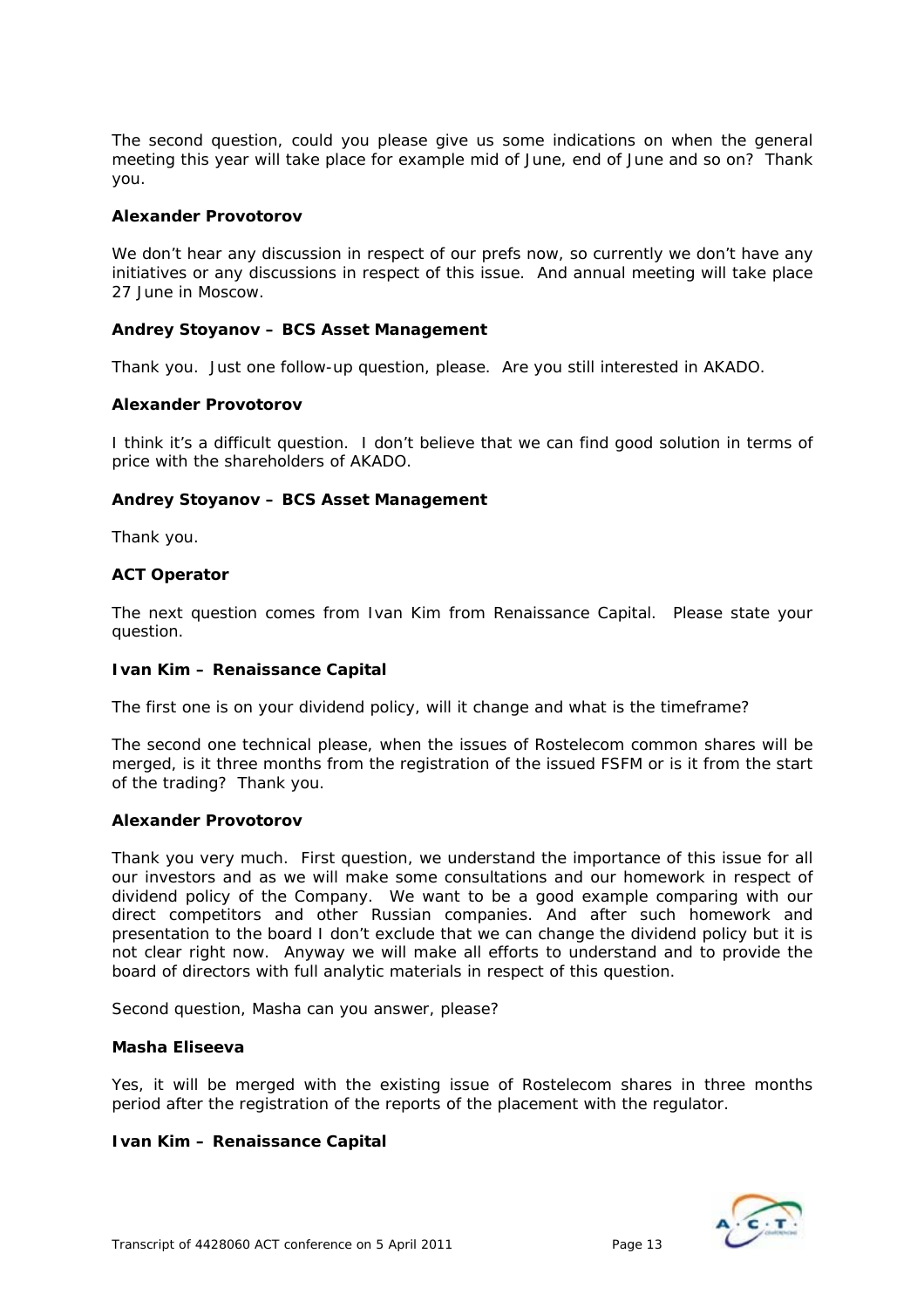The second question, could you please give us some indications on when the general meeting this year will take place for example mid of June, end of June and so on? Thank you.

**Alexander Provotorov**

We don't hear any discussion in respect of our prefs now, so currently we don't have any initiatives or any discussions in respect of this issue. And annual meeting will take place 27 June in Moscow.

**Andrey Stoyanov – BCS Asset Management**

Thank you. Just one follow-up question, please. Are you still interested in AKADO.

**Alexander Provotorov**

I think it's a difficult question. I don't believe that we can find good solution in terms of price with the shareholders of AKADO.

**Andrey Stoyanov – BCS Asset Management**

Thank you.

**ACT Operator**

The next question comes from Ivan Kim from Renaissance Capital. Please state your question.

**Ivan Kim – Renaissance Capital**

The first one is on your dividend policy, will it change and what is the timeframe?

The second one technical please, when the issues of Rostelecom common shares will be merged, is it three months from the registration of the issued FSFM or is it from the start of the trading? Thank you.

**Alexander Provotorov**

Thank you very much. First question, we understand the importance of this issue for all our investors and as we will make some consultations and our homework in respect of dividend policy of the Company. We want to be a good example comparing with our direct competitors and other Russian companies. And after such homework and presentation to the board I don't exclude that we can change the dividend policy but it is not clear right now. Anyway we will make all efforts to understand and to provide the board of directors with full analytic materials in respect of this question.

Second question, Masha can you answer, please?

**Masha Eliseeva**

Yes, it will be merged with the existing issue of Rostelecom shares in three months period after the registration of the reports of the placement with the regulator.

**Ivan Kim – Renaissance Capital**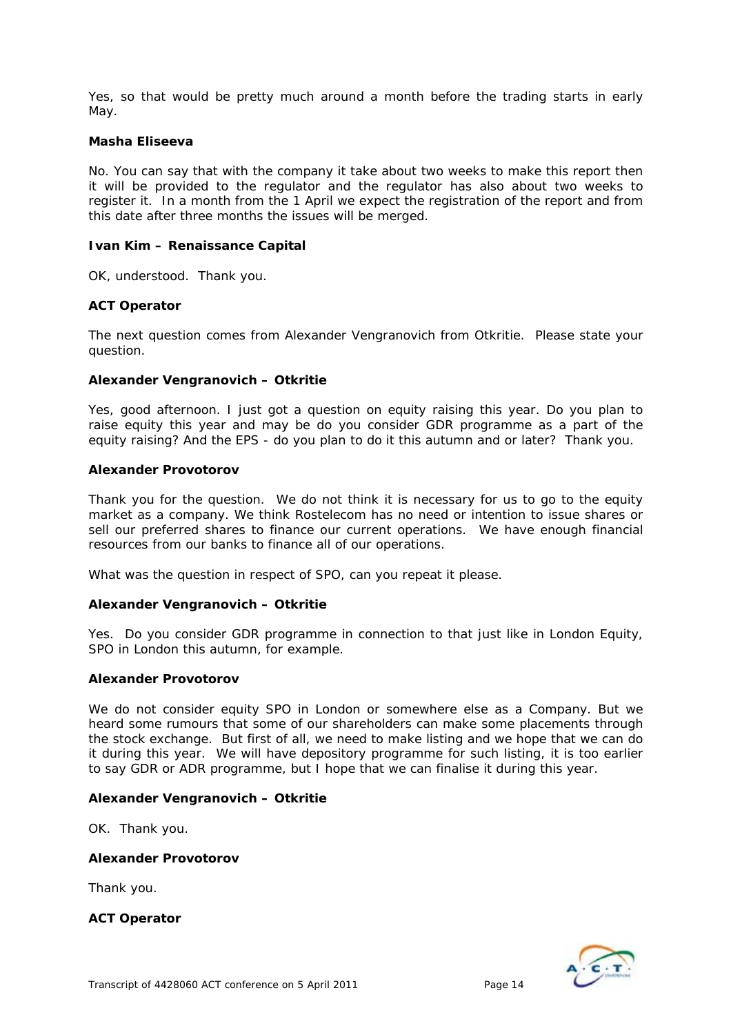Yes, so that would be pretty much around a month before the trading starts in early May.

**Masha Eliseeva**

No. You can say that with the company it take about two weeks to make this report then it will be provided to the regulator and the regulator has also about two weeks to register it. In a month from the 1 April we expect the registration of the report and from this date after three months the issues will be merged.

**Ivan Kim – Renaissance Capital**

OK, understood. Thank you.

**ACT Operator**

The next question comes from Alexander Vengranovich from Otkritie. Please state your question.

**Alexander Vengranovich – Otkritie**

Yes, good afternoon. I just got a question on equity raising this year. Do you plan to raise equity this year and may be do you consider GDR programme as a part of the equity raising? And the EPS - do you plan to do it this autumn and or later? Thank you.

**Alexander Provotorov**

Thank you for the question. We do not think it is necessary for us to go to the equity market as a company. We think Rostelecom has no need or intention to issue shares or sell our preferred shares to finance our current operations. We have enough financial resources from our banks to finance all of our operations.

What was the question in respect of SPO, can you repeat it please.

**Alexander Vengranovich – Otkritie**

Yes. Do you consider GDR programme in connection to that just like in London Equity, SPO in London this autumn, for example.

**Alexander Provotorov**

We do not consider equity SPO in London or somewhere else as a Company. But we heard some rumours that some of our shareholders can make some placements through the stock exchange. But first of all, we need to make listing and we hope that we can do it during this year. We will have depository programme for such listing, it is too earlier to say GDR or ADR programme, but I hope that we can finalise it during this year.

**Alexander Vengranovich – Otkritie**

OK. Thank you.

**Alexander Provotorov**

Thank you.

**ACT Operator**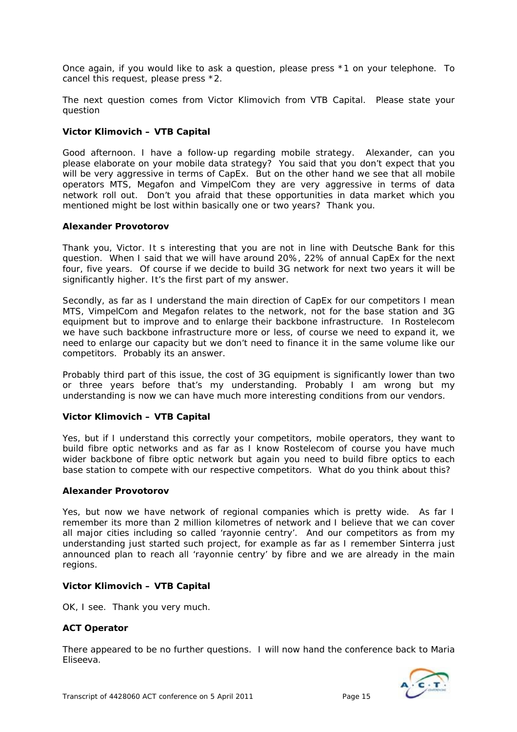Once again, if you would like to ask a question, please press *1 on your telephone. To cancel this request, please press *2.

The next question comes from Victor Klimovich from VTB Capital. Please state your question

**Victor Klimovich – VTB Capital**

Good afternoon. I have a follow-up regarding mobile strategy. Alexander, can you please elaborate on your mobile data strategy? You said that you don't expect that you will be very aggressive in terms of CapEx. But on the other hand we see that all mobile operators MTS, Megafon and VimpelCom they are very aggressive in terms of data network roll out. Don't you afraid that these opportunities in data market which you mentioned might be lost within basically one or two years? Thank you.

**Alexander Provotorov**

Thank you, Victor. It s interesting that you are not in line with Deutsche Bank for this question. When I said that we will have around 20%, 22% of annual CapEx for the next four, five years. Of course if we decide to build 3G network for next two years it will be significantly higher. It's the first part of my answer.

Secondly, as far as I understand the main direction of CapEx for our competitors I mean MTS, VimpelCom and Megafon relates to the network, not for the base station and 3G equipment but to improve and to enlarge their backbone infrastructure. In Rostelecom we have such backbone infrastructure more or less, of course we need to expand it, we need to enlarge our capacity but we don't need to finance it in the same volume like our competitors. Probably its an answer.

Probably third part of this issue, the cost of 3G equipment is significantly lower than two or three years before that's my understanding. Probably I am wrong but my understanding is now we can have much more interesting conditions from our vendors.

**Victor Klimovich – VTB Capital**

Yes, but if I understand this correctly your competitors, mobile operators, they want to build fibre optic networks and as far as I know Rostelecom of course you have much wider backbone of fibre optic network but again you need to build fibre optics to each base station to compete with our respective competitors. What do you think about this?

**Alexander Provotorov**

Yes, but now we have network of regional companies which is pretty wide. As far I remember its more than 2 million kilometres of network and I believe that we can cover all major cities including so called 'rayonnie centry'. And our competitors as from my understanding just started such project, for example as far as I remember Sinterra just announced plan to reach all 'rayonnie centry' by fibre and we are already in the main regions.

**Victor Klimovich – VTB Capital**

OK, I see. Thank you very much.

**ACT Operator**

There appeared to be no further questions. I will now hand the conference back to Maria Eliseeva.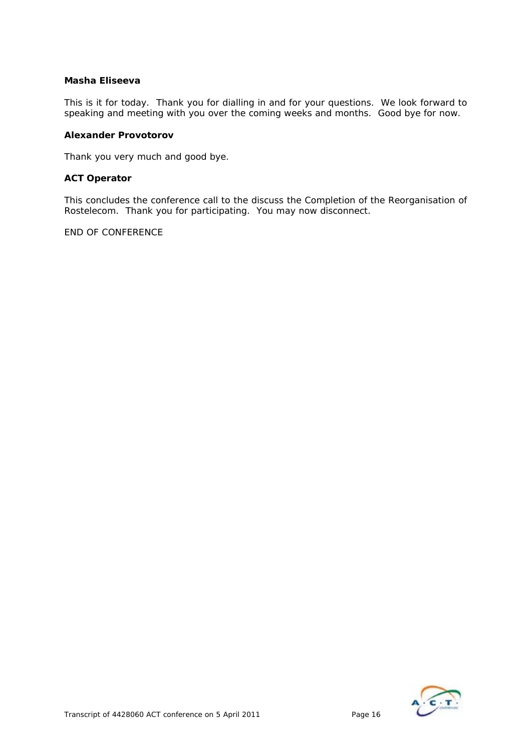**Masha Eliseeva**

This is it for today. Thank you for dialling in and for your questions. We look forward to speaking and meeting with you over the coming weeks and months. Good bye for now.

**Alexander Provotorov**

Thank you very much and good bye.

**ACT Operator**

This concludes the conference call to the discuss the Completion of the Reorganisation of Rostelecom. Thank you for participating. You may now disconnect.

END OF CONFERENCE